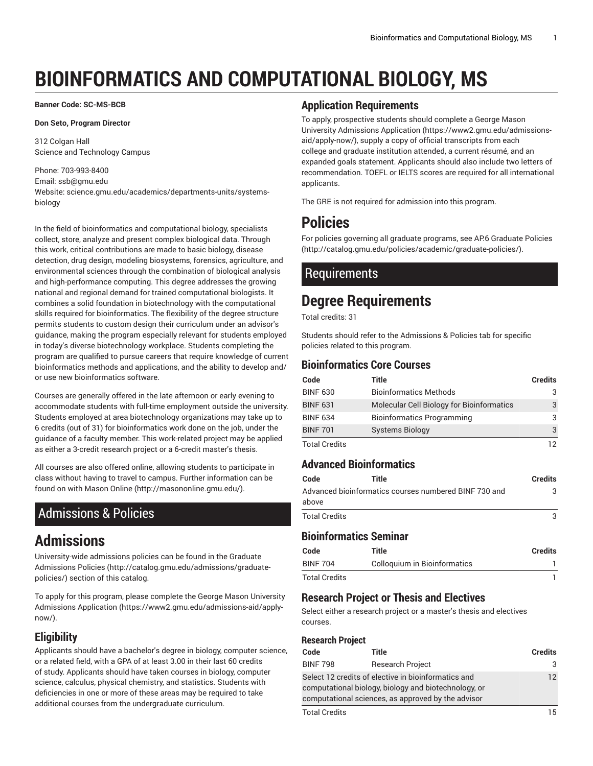# BIOINFORMATICS AND COMPUTATIONAL BIOLOGY, MS

**Banner Code: SC-MS-BCB**

**Don Seto, Program Director**

312 Colgan Hall
Science and Technology Campus

Phone: 703-993-8400
Email: ssb@gmu.edu
Website: science.gmu.edu/academics/departments-units/systems-biology

In the field of bioinformatics and computational biology, specialists collect, store, analyze and present complex biological data. Through this work, critical contributions are made to basic biology, disease detection, drug design, modeling biosystems, forensics, agriculture, and environmental sciences through the combination of biological analysis and high-performance computing. This degree addresses the growing national and regional demand for trained computational biologists. It combines a solid foundation in biotechnology with the computational skills required for bioinformatics. The flexibility of the degree structure permits students to custom design their curriculum under an advisor's guidance, making the program especially relevant for students employed in today's diverse biotechnology workplace. Students completing the program are qualified to pursue careers that require knowledge of current bioinformatics methods and applications, and the ability to develop and/or use new bioinformatics software.

Courses are generally offered in the late afternoon or early evening to accommodate students with full-time employment outside the university. Students employed at area biotechnology organizations may take up to 6 credits (out of 31) for bioinformatics work done on the job, under the guidance of a faculty member. This work-related project may be applied as either a 3-credit research project or a 6-credit master's thesis.

All courses are also offered online, allowing students to participate in class without having to travel to campus. Further information can be found on with Mason Online (http://masononline.gmu.edu/).

## Admissions & Policies

# Admissions

University-wide admissions policies can be found in the Graduate Admissions Policies (http://catalog.gmu.edu/admissions/graduate-policies/) section of this catalog.

To apply for this program, please complete the George Mason University Admissions Application (https://www2.gmu.edu/admissions-aid/apply-now/).

### Eligibility

Applicants should have a bachelor's degree in biology, computer science, or a related field, with a GPA of at least 3.00 in their last 60 credits of study. Applicants should have taken courses in biology, computer science, calculus, physical chemistry, and statistics. Students with deficiencies in one or more of these areas may be required to take additional courses from the undergraduate curriculum.

### Application Requirements

To apply, prospective students should complete a George Mason University Admissions Application (https://www2.gmu.edu/admissions-aid/apply-now/), supply a copy of official transcripts from each college and graduate institution attended, a current résumé, and an expanded goals statement. Applicants should also include two letters of recommendation. TOEFL or IELTS scores are required for all international applicants.

The GRE is not required for admission into this program.

# Policies

For policies governing all graduate programs, see AP.6 Graduate Policies (http://catalog.gmu.edu/policies/academic/graduate-policies/).

## Requirements

# Degree Requirements

Total credits: 31

Students should refer to the Admissions & Policies tab for specific policies related to this program.

### Bioinformatics Core Courses

| Code | Title | Credits |
|---|---|---|
| BINF 630 | Bioinformatics Methods | 3 |
| BINF 631 | Molecular Cell Biology for Bioinformatics | 3 |
| BINF 634 | Bioinformatics Programming | 3 |
| BINF 701 | Systems Biology | 3 |
| Total Credits | | 12 |

### Advanced Bioinformatics

| Code | Title | Credits |
|---|---|---|
| Advanced bioinformatics courses numbered BINF 730 and above | | 3 |
| Total Credits | | 3 |

### Bioinformatics Seminar

| Code | Title | Credits |
|---|---|---|
| BINF 704 | Colloquium in Bioinformatics | 1 |
| Total Credits | | 1 |

### Research Project or Thesis and Electives

Select either a research project or a master's thesis and electives courses.

#### Research Project

| Code | Title | Credits |
|---|---|---|
| BINF 798 | Research Project | 3 |
| Select 12 credits of elective in bioinformatics and computational biology, biology and biotechnology, or computational sciences, as approved by the advisor | | 12 |
| Total Credits | | 15 |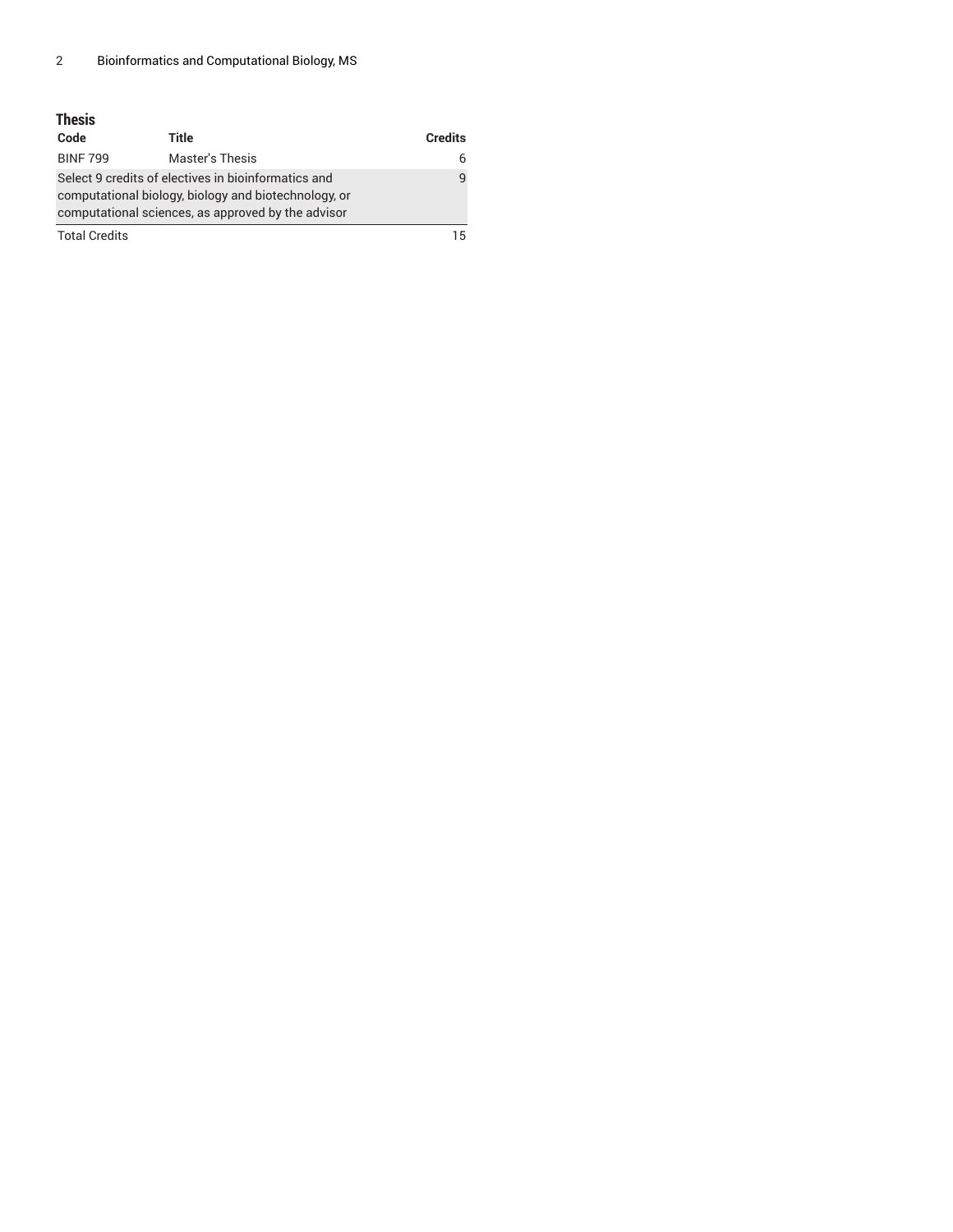### Thesis

| Code | Title | Credits |
| --- | --- | --- |
| BINF 799 | Master's Thesis | 6 |
| Select 9 credits of electives in bioinformatics and computational biology, biology and biotechnology, or computational sciences, as approved by the advisor | | 9 |
| Total Credits | | 15 |